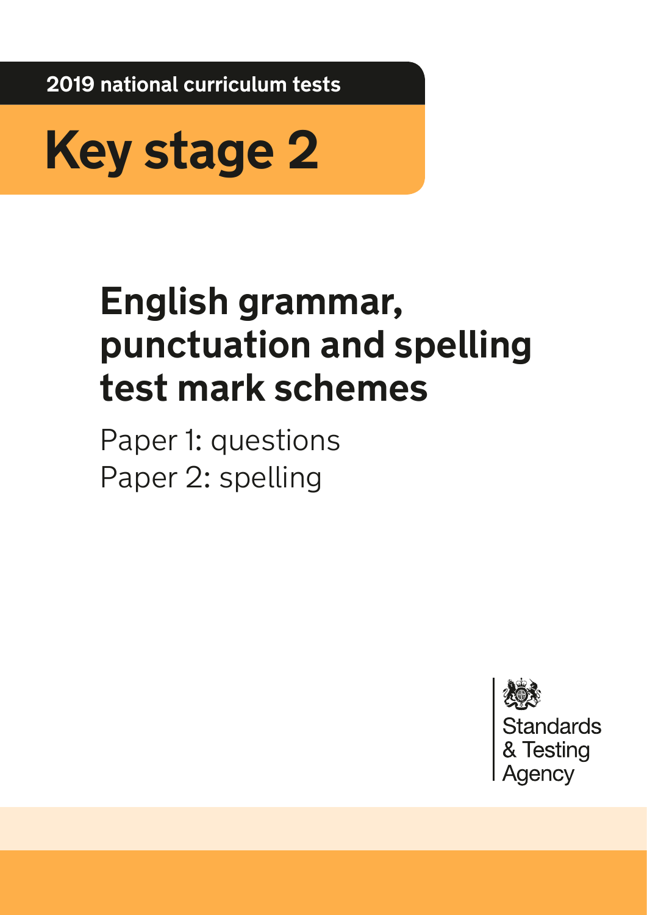2019 national curriculum tests

# Key stage 2

## English grammar, punctuation and spelling test mark schemes

Paper 1: questions
Paper 2: spelling

Standards & Testing Agency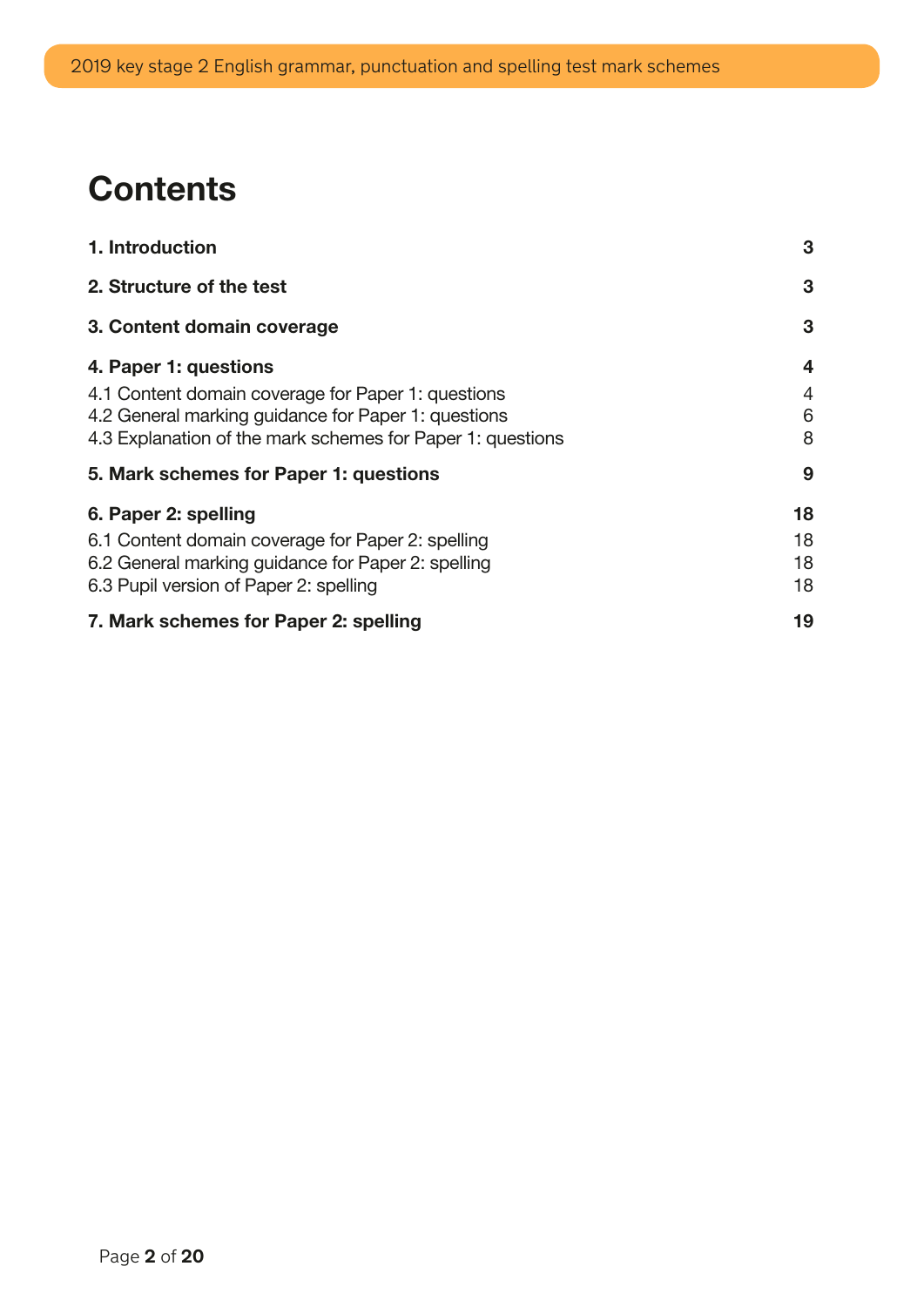# Contents

| | |
|---|---|
| **1. Introduction** | **3** |
| **2. Structure of the test** | **3** |
| **3. Content domain coverage** | **3** |
| **4. Paper 1: questions** | **4** |
| 4.1 Content domain coverage for Paper 1: questions | 4 |
| 4.2 General marking guidance for Paper 1: questions | 6 |
| 4.3 Explanation of the mark schemes for Paper 1: questions | 8 |
| **5. Mark schemes for Paper 1: questions** | **9** |
| **6. Paper 2: spelling** | **18** |
| 6.1 Content domain coverage for Paper 2: spelling | 18 |
| 6.2 General marking guidance for Paper 2: spelling | 18 |
| 6.3 Pupil version of Paper 2: spelling | 18 |
| **7. Mark schemes for Paper 2: spelling** | **19** |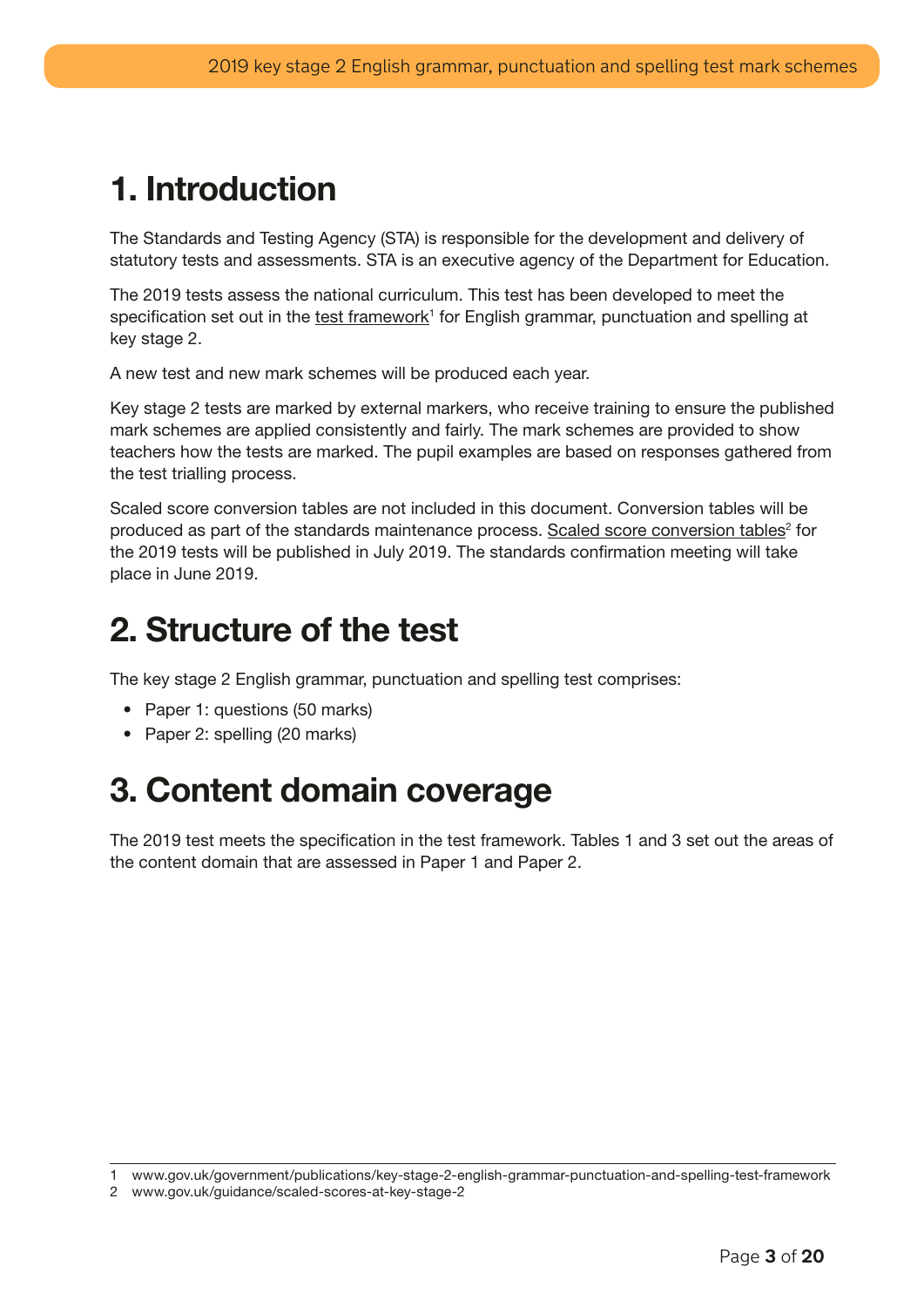# 1. Introduction

The Standards and Testing Agency (STA) is responsible for the development and delivery of statutory tests and assessments. STA is an executive agency of the Department for Education.

The 2019 tests assess the national curriculum. This test has been developed to meet the specification set out in the test framework[1] for English grammar, punctuation and spelling at key stage 2.

A new test and new mark schemes will be produced each year.

Key stage 2 tests are marked by external markers, who receive training to ensure the published mark schemes are applied consistently and fairly. The mark schemes are provided to show teachers how the tests are marked. The pupil examples are based on responses gathered from the test trialling process.

Scaled score conversion tables are not included in this document. Conversion tables will be produced as part of the standards maintenance process. Scaled score conversion tables[2] for the 2019 tests will be published in July 2019. The standards confirmation meeting will take place in June 2019.

# 2. Structure of the test

The key stage 2 English grammar, punctuation and spelling test comprises:

- Paper 1: questions (50 marks)
- Paper 2: spelling (20 marks)

# 3. Content domain coverage

The 2019 test meets the specification in the test framework. Tables 1 and 3 set out the areas of the content domain that are assessed in Paper 1 and Paper 2.

1 www.gov.uk/government/publications/key-stage-2-english-grammar-punctuation-and-spelling-test-framework
2 www.gov.uk/guidance/scaled-scores-at-key-stage-2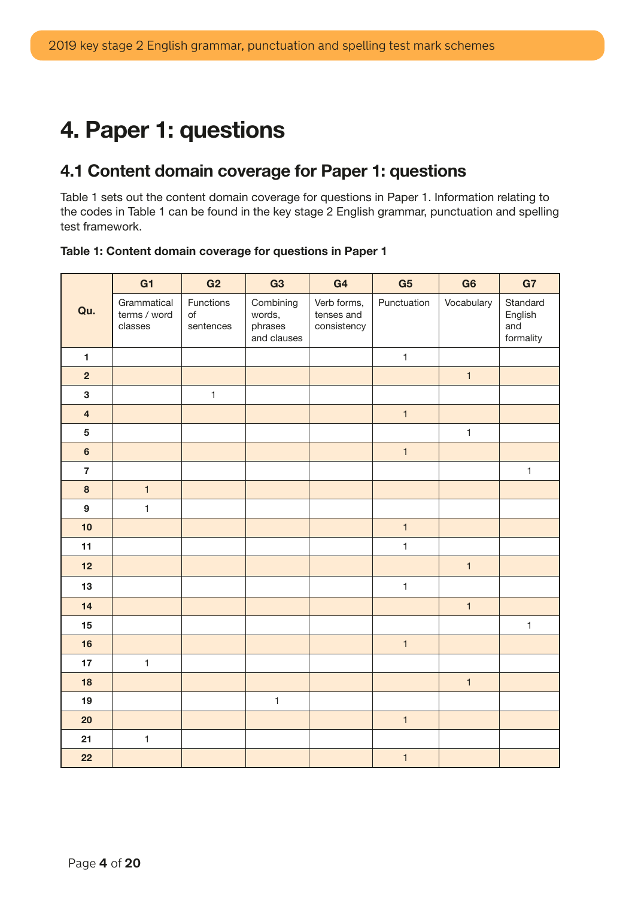# 4. Paper 1: questions

## 4.1 Content domain coverage for Paper 1: questions

Table 1 sets out the content domain coverage for questions in Paper 1. Information relating to the codes in Table 1 can be found in the key stage 2 English grammar, punctuation and spelling test framework.

**Table 1: Content domain coverage for questions in Paper 1**

| Qu. | G1 Grammatical terms / word classes | G2 Functions of sentences | G3 Combining words, phrases and clauses | G4 Verb forms, tenses and consistency | G5 Punctuation | G6 Vocabulary | G7 Standard English and formality |
|---|---|---|---|---|---|---|---|
| **1** | | | | | 1 | | |
| **2** | | | | | | 1 | |
| **3** | | 1 | | | | | |
| **4** | | | | | 1 | | |
| **5** | | | | | | 1 | |
| **6** | | | | | 1 | | |
| **7** | | | | | | | 1 |
| **8** | 1 | | | | | | |
| **9** | 1 | | | | | | |
| **10** | | | | | 1 | | |
| **11** | | | | | 1 | | |
| **12** | | | | | | 1 | |
| **13** | | | | | 1 | | |
| **14** | | | | | | 1 | |
| **15** | | | | | | | 1 |
| **16** | | | | | 1 | | |
| **17** | 1 | | | | | | |
| **18** | | | | | | 1 | |
| **19** | | | 1 | | | | |
| **20** | | | | | 1 | | |
| **21** | 1 | | | | | | |
| **22** | | | | | 1 | | |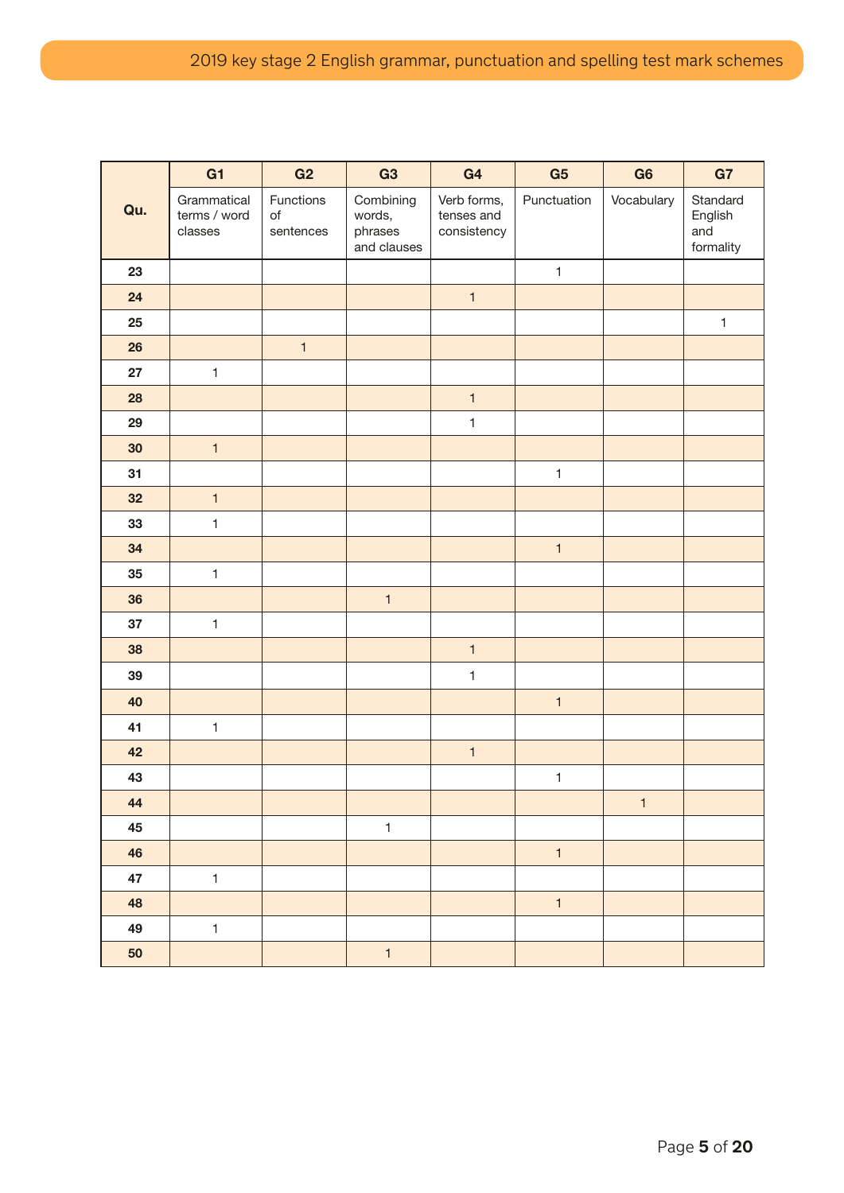| Qu. | G1 | G2 | G3 | G4 | G5 | G6 | G7 |
|---|---|---|---|---|---|---|---|
| | Grammatical terms / word classes | Functions of sentences | Combining words, phrases and clauses | Verb forms, tenses and consistency | Punctuation | Vocabulary | Standard English and formality |
| **23** | | | | | 1 | | |
| **24** | | | | 1 | | | |
| **25** | | | | | | | 1 |
| **26** | | 1 | | | | | |
| **27** | 1 | | | | | | |
| **28** | | | | 1 | | | |
| **29** | | | | 1 | | | |
| **30** | 1 | | | | | | |
| **31** | | | | | 1 | | |
| **32** | 1 | | | | | | |
| **33** | 1 | | | | | | |
| **34** | | | | | 1 | | |
| **35** | 1 | | | | | | |
| **36** | | | 1 | | | | |
| **37** | 1 | | | | | | |
| **38** | | | | 1 | | | |
| **39** | | | | 1 | | | |
| **40** | | | | | 1 | | |
| **41** | 1 | | | | | | |
| **42** | | | | 1 | | | |
| **43** | | | | | 1 | | |
| **44** | | | | | | 1 | |
| **45** | | | 1 | | | | |
| **46** | | | | | 1 | | |
| **47** | 1 | | | | | | |
| **48** | | | | | 1 | | |
| **49** | 1 | | | | | | |
| **50** | | | 1 | | | | |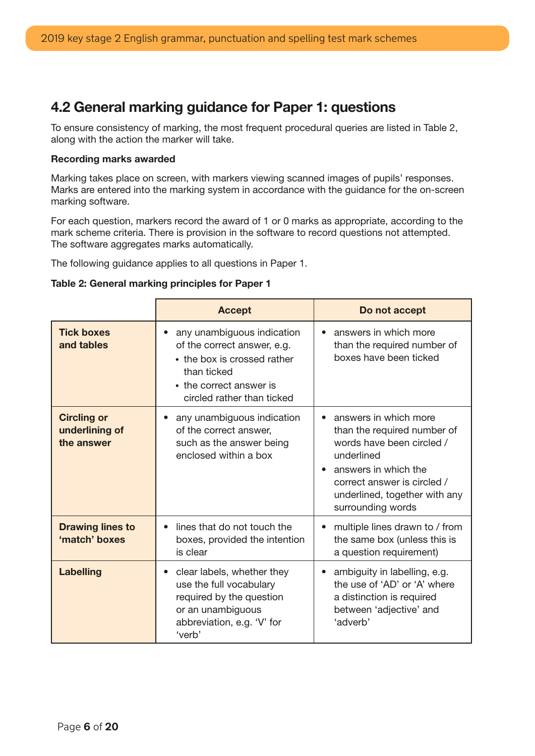## 4.2 General marking guidance for Paper 1: questions

To ensure consistency of marking, the most frequent procedural queries are listed in Table 2, along with the action the marker will take.

**Recording marks awarded**

Marking takes place on screen, with markers viewing scanned images of pupils' responses. Marks are entered into the marking system in accordance with the guidance for the on-screen marking software.

For each question, markers record the award of 1 or 0 marks as appropriate, according to the mark scheme criteria. There is provision in the software to record questions not attempted. The software aggregates marks automatically.

The following guidance applies to all questions in Paper 1.

**Table 2: General marking principles for Paper 1**

| | Accept | Do not accept |
|---|---|---|
| **Tick boxes and tables** | • any unambiguous indication of the correct answer, e.g.<br>• the box is crossed rather than ticked<br>• the correct answer is circled rather than ticked | • answers in which more than the required number of boxes have been ticked |
| **Circling or underlining of the answer** | • any unambiguous indication of the correct answer, such as the answer being enclosed within a box | • answers in which more than the required number of words have been circled / underlined<br>• answers in which the correct answer is circled / underlined, together with any surrounding words |
| **Drawing lines to 'match' boxes** | • lines that do not touch the boxes, provided the intention is clear | • multiple lines drawn to / from the same box (unless this is a question requirement) |
| **Labelling** | • clear labels, whether they use the full vocabulary required by the question or an unambiguous abbreviation, e.g. 'V' for 'verb' | • ambiguity in labelling, e.g. the use of 'AD' or 'A' where a distinction is required between 'adjective' and 'adverb' |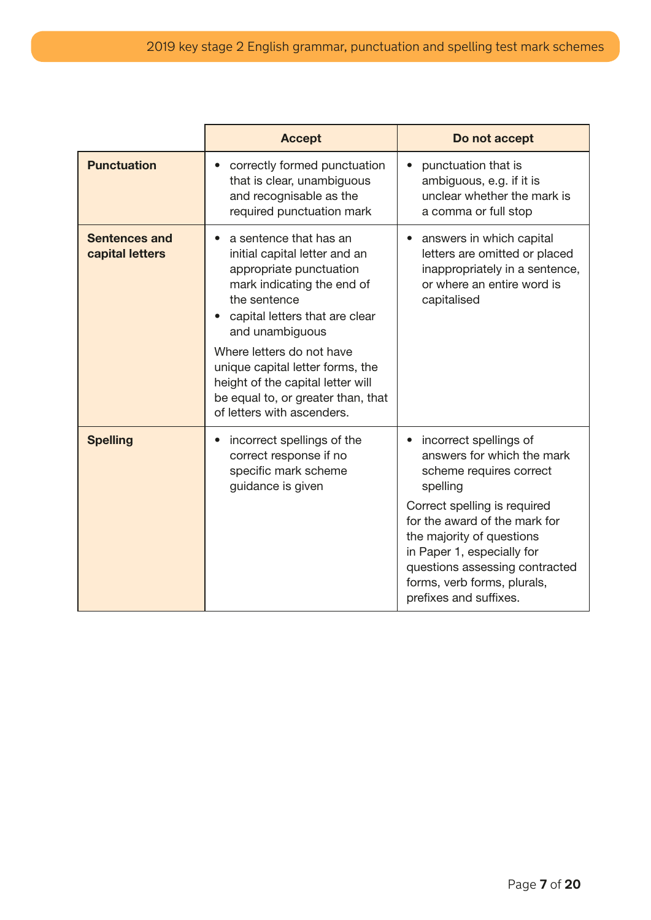| | Accept | Do not accept |
|---|---|---|
| **Punctuation** | • correctly formed punctuation that is clear, unambiguous and recognisable as the required punctuation mark | • punctuation that is ambiguous, e.g. if it is unclear whether the mark is a comma or full stop |
| **Sentences and capital letters** | • a sentence that has an initial capital letter and an appropriate punctuation mark indicating the end of the sentence<br>• capital letters that are clear and unambiguous<br><br>Where letters do not have unique capital letter forms, the height of the capital letter will be equal to, or greater than, that of letters with ascenders. | • answers in which capital letters are omitted or placed inappropriately in a sentence, or where an entire word is capitalised |
| **Spelling** | • incorrect spellings of the correct response if no specific mark scheme guidance is given | • incorrect spellings of answers for which the mark scheme requires correct spelling<br><br>Correct spelling is required for the award of the mark for the majority of questions in Paper 1, especially for questions assessing contracted forms, verb forms, plurals, prefixes and suffixes. |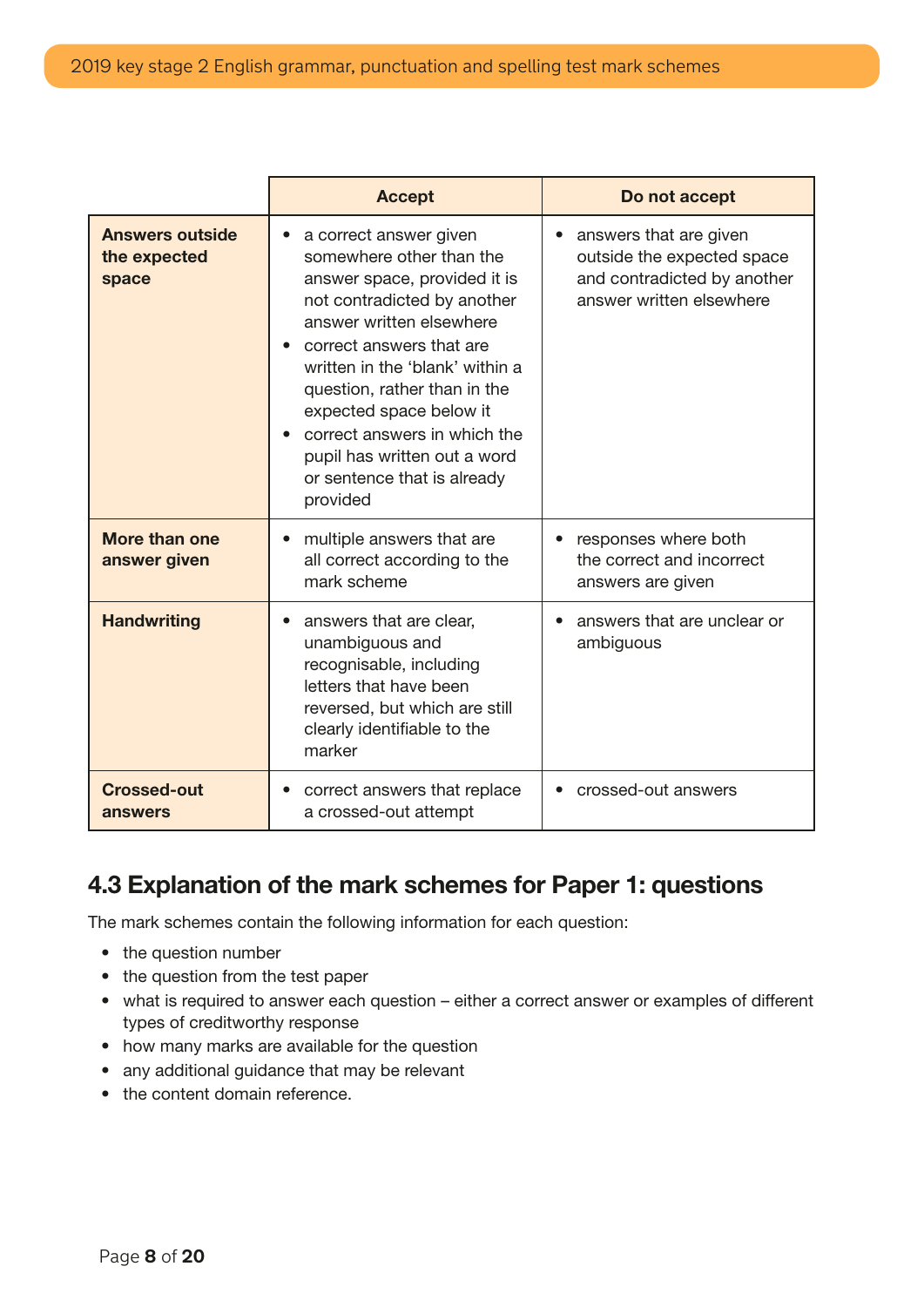| | Accept | Do not accept |
|---|---|---|
| **Answers outside the expected space** | • a correct answer given somewhere other than the answer space, provided it is not contradicted by another answer written elsewhere<br>• correct answers that are written in the 'blank' within a question, rather than in the expected space below it<br>• correct answers in which the pupil has written out a word or sentence that is already provided | • answers that are given outside the expected space and contradicted by another answer written elsewhere |
| **More than one answer given** | • multiple answers that are all correct according to the mark scheme | • responses where both the correct and incorrect answers are given |
| **Handwriting** | • answers that are clear, unambiguous and recognisable, including letters that have been reversed, but which are still clearly identifiable to the marker | • answers that are unclear or ambiguous |
| **Crossed-out answers** | • correct answers that replace a crossed-out attempt | • crossed-out answers |

## 4.3 Explanation of the mark schemes for Paper 1: questions

The mark schemes contain the following information for each question:

- the question number
- the question from the test paper
- what is required to answer each question – either a correct answer or examples of different types of creditworthy response
- how many marks are available for the question
- any additional guidance that may be relevant
- the content domain reference.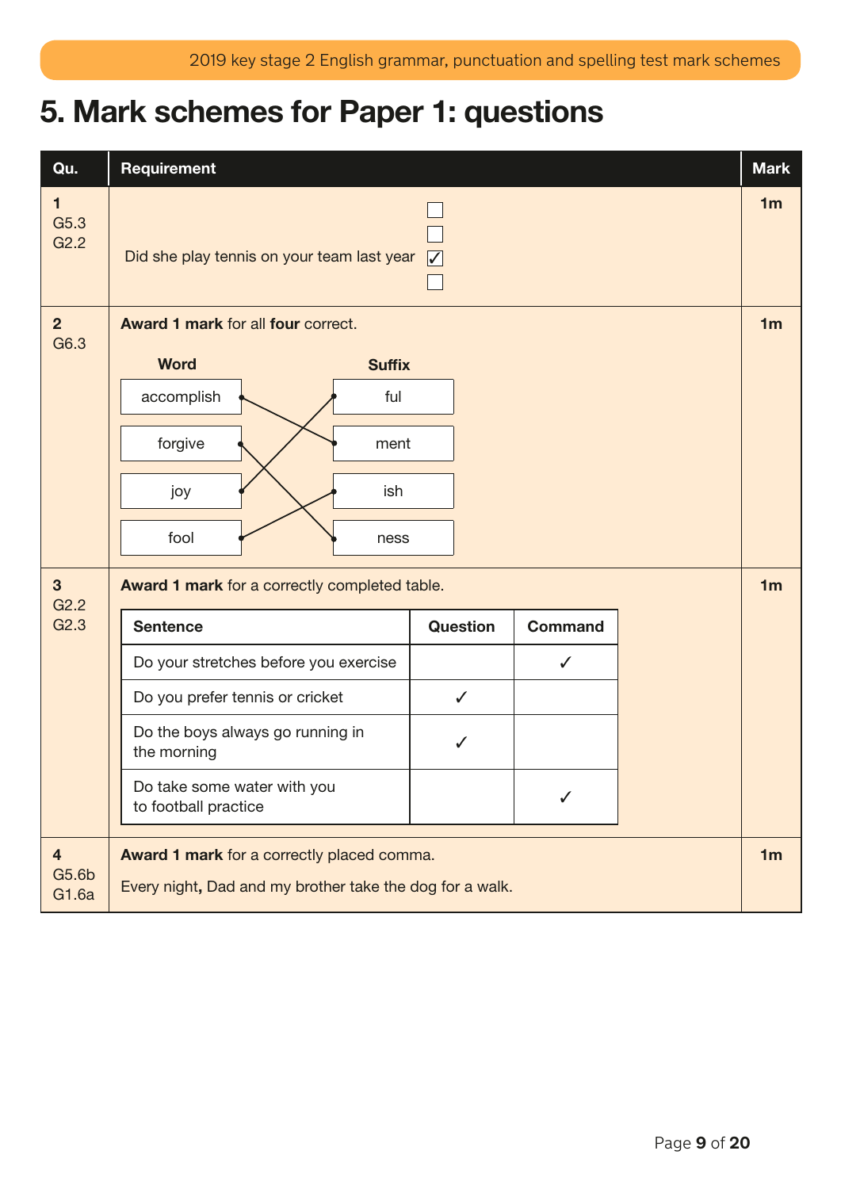# 5. Mark schemes for Paper 1: questions

| Qu. | Requirement | Mark |
|---|---|---|
| 1<br>G5.3<br>G2.2 | Did she play tennis on your team last year ☐ ☐ ☑ ☐ | 1m |
| 2<br>G6.3 | **Award 1 mark** for all **four** correct.<br>**Word** – **Suffix**<br>accomplish – ment<br>forgive – ness<br>joy – ful<br>fool – ish | 1m |
| 3<br>G2.2<br>G2.3 | **Award 1 mark** for a correctly completed table. (see table below) | 1m |
| 4<br>G5.6b<br>G1.6a | **Award 1 mark** for a correctly placed comma.<br>Every night**,** Dad and my brother take the dog for a walk. | 1m |

Question 3 table:

| Sentence | Question | Command |
|---|---|---|
| Do your stretches before you exercise | | ✓ |
| Do you prefer tennis or cricket | ✓ | |
| Do the boys always go running in the morning | ✓ | |
| Do take some water with you to football practice | | ✓ |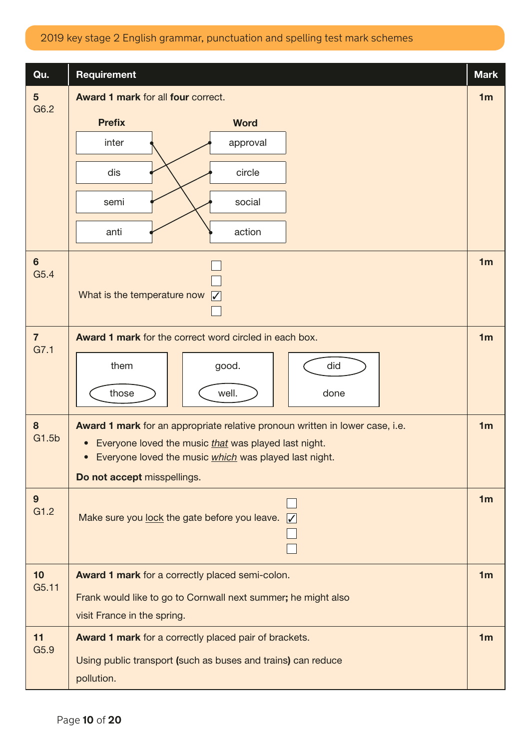| Qu. | Requirement | Mark |
|---|---|---|
| 5<br>G6.2 | **Award 1 mark** for all **four** correct.<br><br>**Prefix** → **Word**<br>inter → action<br>dis → approval<br>semi → circle<br>anti → social | 1m |
| 6<br>G5.4 | ☐<br>☐<br>What is the temperature now ☑<br>☐ | 1m |
| 7<br>G7.1 | **Award 1 mark** for the correct word circled in each box.<br><br>them / **(those)** — good. / **(well.)** — **(did)** / done | 1m |
| 8<br>G1.5b | **Award 1 mark** for an appropriate relative pronoun written in lower case, i.e.<br>• Everyone loved the music *that* was played last night.<br>• Everyone loved the music *which* was played last night.<br><br>**Do not accept** misspellings. | 1m |
| 9<br>G1.2 | ☐<br>Make sure you lock the gate before you leave. ☑<br>☐<br>☐ | 1m |
| 10<br>G5.11 | **Award 1 mark** for a correctly placed semi-colon.<br><br>Frank would like to go to Cornwall next summer**;** he might also visit France in the spring. | 1m |
| 11<br>G5.9 | **Award 1 mark** for a correctly placed pair of brackets.<br><br>Using public transport **(**such as buses and trains**)** can reduce pollution. | 1m |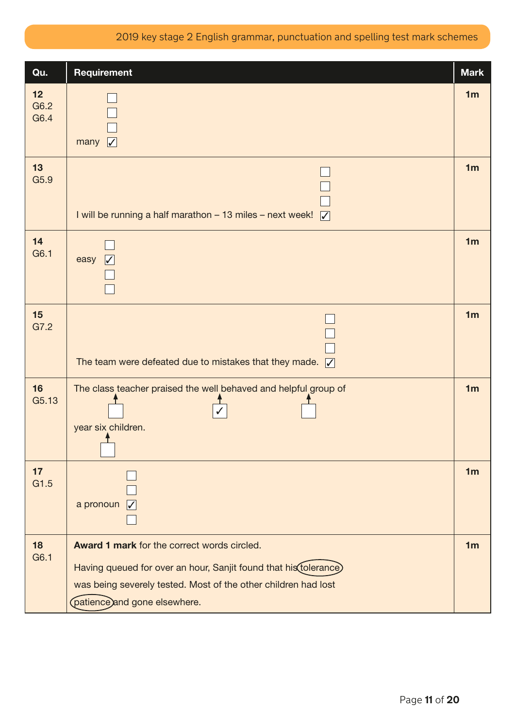| Qu. | Requirement | Mark |
| --- | --- | --- |
| 12<br>G6.2<br>G6.4 | ☐<br>☐<br>☐<br>many ☑ | 1m |
| 13<br>G5.9 | ☐<br>☐<br>☐<br>I will be running a half marathon – 13 miles – next week! ☑ | 1m |
| 14<br>G6.1 | ☐<br>easy ☑<br>☐<br>☐ | 1m |
| 15<br>G7.2 | ☐<br>☐<br>☐<br>The team were defeated due to mistakes that they made. ☑ | 1m |
| 16<br>G5.13 | The class teacher praised the well behaved and helpful group of year six children.<br>(Boxes under: "class teacher" ☐, "well behaved" ☑, "helpful group" ☐, "year six" ☐) | 1m |
| 17<br>G1.5 | ☐<br>☐<br>a pronoun ☑<br>☐ | 1m |
| 18<br>G6.1 | **Award 1 mark** for the correct words circled.<br>Having queued for over an hour, Sanjit found that his (tolerance) was being severely tested. Most of the other children had lost (patience) and gone elsewhere. | 1m |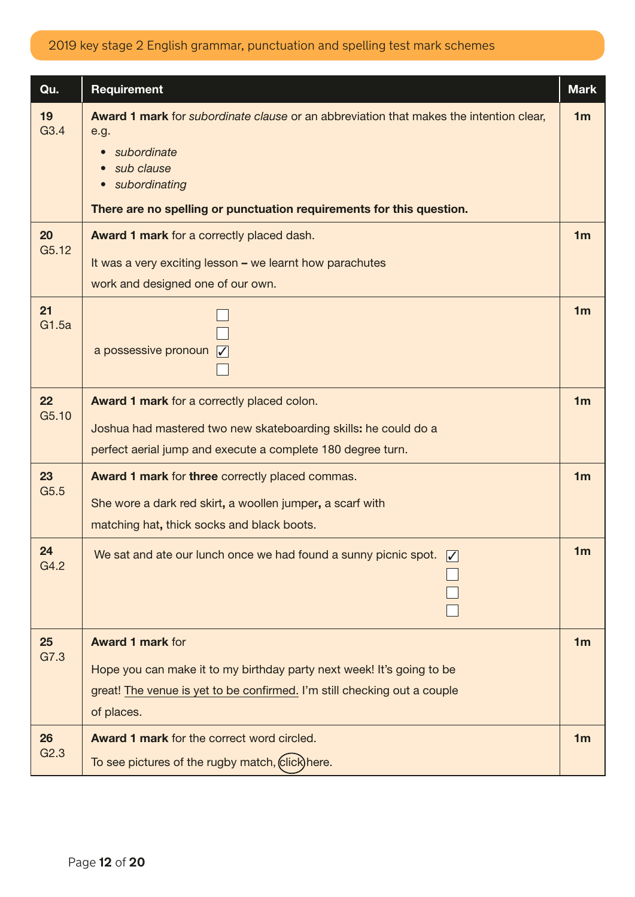| Qu. | Requirement | Mark |
|---|---|---|
| **19** G3.4 | **Award 1 mark** for *subordinate clause* or an abbreviation that makes the intention clear, e.g.<br>• *subordinate*<br>• *sub clause*<br>• *subordinating*<br><br>**There are no spelling or punctuation requirements for this question.** | **1m** |
| **20** G5.12 | **Award 1 mark** for a correctly placed dash.<br><br>It was a very exciting lesson **–** we learnt how parachutes work and designed one of our own. | **1m** |
| **21** G1.5a | ☐<br>☐<br>a possessive pronoun ☑<br>☐ | **1m** |
| **22** G5.10 | **Award 1 mark** for a correctly placed colon.<br><br>Joshua had mastered two new skateboarding skills**:** he could do a perfect aerial jump and execute a complete 180 degree turn. | **1m** |
| **23** G5.5 | **Award 1 mark** for **three** correctly placed commas.<br><br>She wore a dark red skirt**,** a woollen jumper**,** a scarf with matching hat**,** thick socks and black boots. | **1m** |
| **24** G4.2 | We sat and ate our lunch once we had found a sunny picnic spot. ☑<br>☐<br>☐<br>☐ | **1m** |
| **25** G7.3 | **Award 1 mark** for<br><br>Hope you can make it to my birthday party next week! It's going to be great! <u>The venue is yet to be confirmed.</u> I'm still checking out a couple of places. | **1m** |
| **26** G2.3 | **Award 1 mark** for the correct word circled.<br><br>To see pictures of the rugby match, (click) here. | **1m** |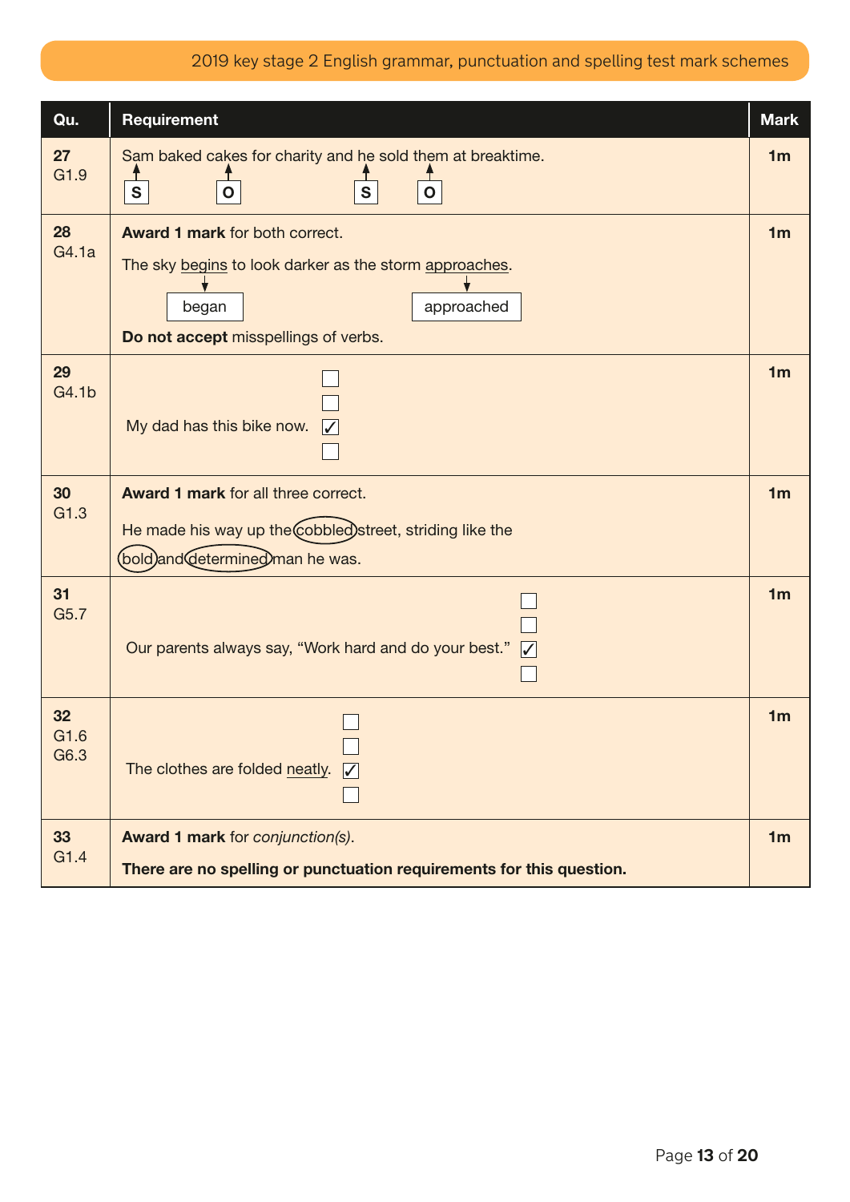| Qu. | Requirement | Mark |
|---|---|---|
| **27** G1.9 | Sam baked cakes for charity and he sold them at breaktime.<br>Sam → **S**; cakes → **O**; he → **S**; them → **O** | **1m** |
| **28** G4.1a | **Award 1 mark** for both correct.<br>The sky begins to look darker as the storm approaches.<br>begins → began; approaches → approached<br>**Do not accept** misspellings of verbs. | **1m** |
| **29** G4.1b | ☐<br>☐<br>My dad has this bike now. ☑<br>☐ | **1m** |
| **30** G1.3 | **Award 1 mark** for all three correct.<br>He made his way up the (cobbled) street, striding like the (bold) and (determined) man he was. | **1m** |
| **31** G5.7 | ☐<br>☐<br>Our parents always say, “Work hard and do your best.” ☑<br>☐ | **1m** |
| **32** G1.6 G6.3 | ☐<br>☐<br>The clothes are folded neatly. ☑<br>☐ | **1m** |
| **33** G1.4 | **Award 1 mark** for *conjunction(s)*.<br>**There are no spelling or punctuation requirements for this question.** | **1m** |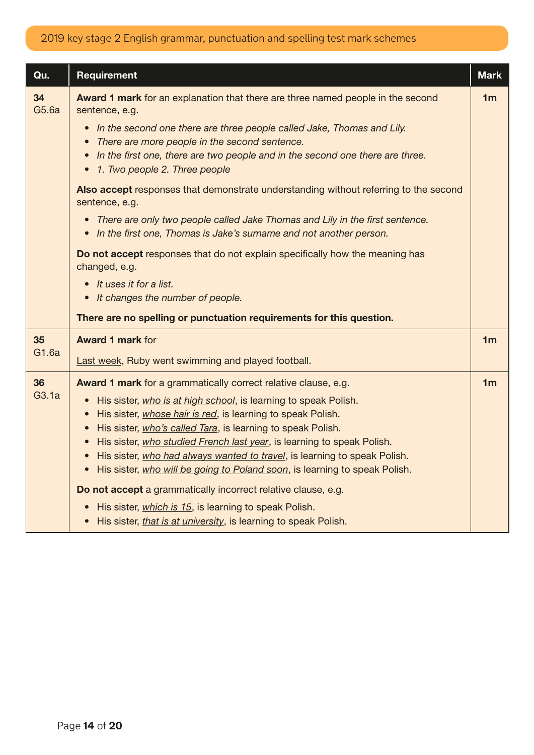| Qu. | Requirement | Mark |
|---|---|---|
| **34**<br>G5.6a | **Award 1 mark** for an explanation that there are three named people in the second sentence, e.g.<br>• *In the second one there are three people called Jake, Thomas and Lily.*<br>• *There are more people in the second sentence.*<br>• *In the first one, there are two people and in the second one there are three.*<br>• *1. Two people 2. Three people*<br><br>**Also accept** responses that demonstrate understanding without referring to the second sentence, e.g.<br>• *There are only two people called Jake Thomas and Lily in the first sentence.*<br>• *In the first one, Thomas is Jake's surname and not another person.*<br><br>**Do not accept** responses that do not explain specifically how the meaning has changed, e.g.<br>• *It uses it for a list.*<br>• *It changes the number of people.*<br><br>**There are no spelling or punctuation requirements for this question.** | **1m** |
| **35**<br>G1.6a | **Award 1 mark** for<br><br><u>Last week</u>, Ruby went swimming and played football. | **1m** |
| **36**<br>G3.1a | **Award 1 mark** for a grammatically correct relative clause, e.g.<br>• His sister, <u>*who is at high school*</u>, is learning to speak Polish.<br>• His sister, <u>*whose hair is red*</u>, is learning to speak Polish.<br>• His sister, <u>*who's called Tara*</u>, is learning to speak Polish.<br>• His sister, <u>*who studied French last year*</u>, is learning to speak Polish.<br>• His sister, <u>*who had always wanted to travel*</u>, is learning to speak Polish.<br>• His sister, <u>*who will be going to Poland soon*</u>, is learning to speak Polish.<br><br>**Do not accept** a grammatically incorrect relative clause, e.g.<br>• His sister, <u>*which is 15*</u>, is learning to speak Polish.<br>• His sister, <u>*that is at university*</u>, is learning to speak Polish. | **1m** |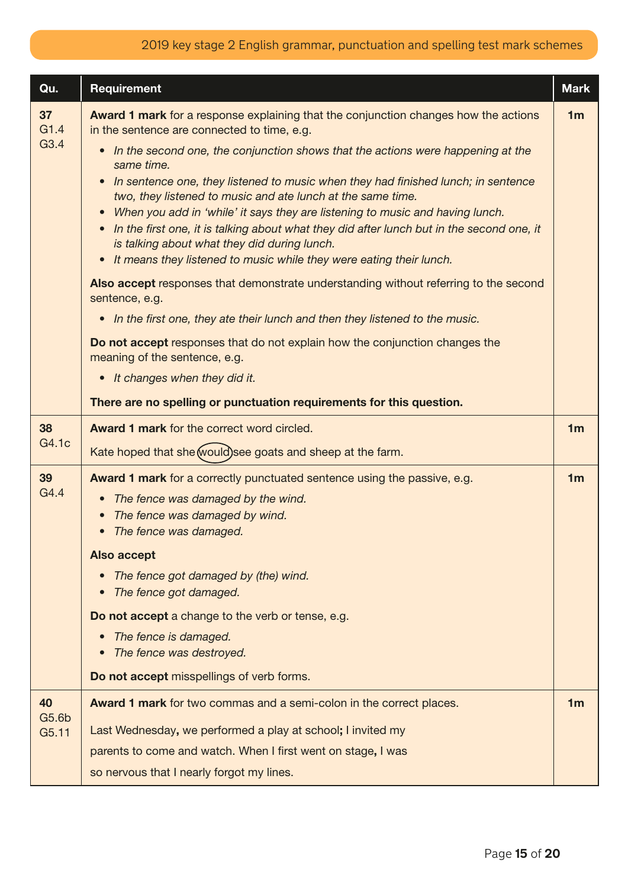| Qu. | Requirement | Mark |
|---|---|---|
| **37**<br>G1.4<br>G3.4 | **Award 1 mark** for a response explaining that the conjunction changes how the actions in the sentence are connected to time, e.g.<br>• *In the second one, the conjunction shows that the actions were happening at the same time.*<br>• *In sentence one, they listened to music when they had finished lunch; in sentence two, they listened to music and ate lunch at the same time.*<br>• *When you add in 'while' it says they are listening to music and having lunch.*<br>• *In the first one, it is talking about what they did after lunch but in the second one, it is talking about what they did during lunch.*<br>• *It means they listened to music while they were eating their lunch.*<br><br>**Also accept** responses that demonstrate understanding without referring to the second sentence, e.g.<br>• *In the first one, they ate their lunch and then they listened to the music.*<br><br>**Do not accept** responses that do not explain how the conjunction changes the meaning of the sentence, e.g.<br>• *It changes when they did it.*<br><br>**There are no spelling or punctuation requirements for this question.** | **1m** |
| **38**<br>G4.1c | **Award 1 mark** for the correct word circled.<br><br>Kate hoped that she (would) see goats and sheep at the farm. | **1m** |
| **39**<br>G4.4 | **Award 1 mark** for a correctly punctuated sentence using the passive, e.g.<br>• *The fence was damaged by the wind.*<br>• *The fence was damaged by wind.*<br>• *The fence was damaged.*<br><br>**Also accept**<br>• *The fence got damaged by (the) wind.*<br>• *The fence got damaged.*<br><br>**Do not accept** a change to the verb or tense, e.g.<br>• *The fence is damaged.*<br>• *The fence was destroyed.*<br><br>**Do not accept** misspellings of verb forms. | **1m** |
| **40**<br>G5.6b<br>G5.11 | **Award 1 mark** for two commas and a semi-colon in the correct places.<br><br>Last Wednesday**,** we performed a play at school**;** I invited my parents to come and watch. When I first went on stage**,** I was so nervous that I nearly forgot my lines. | **1m** |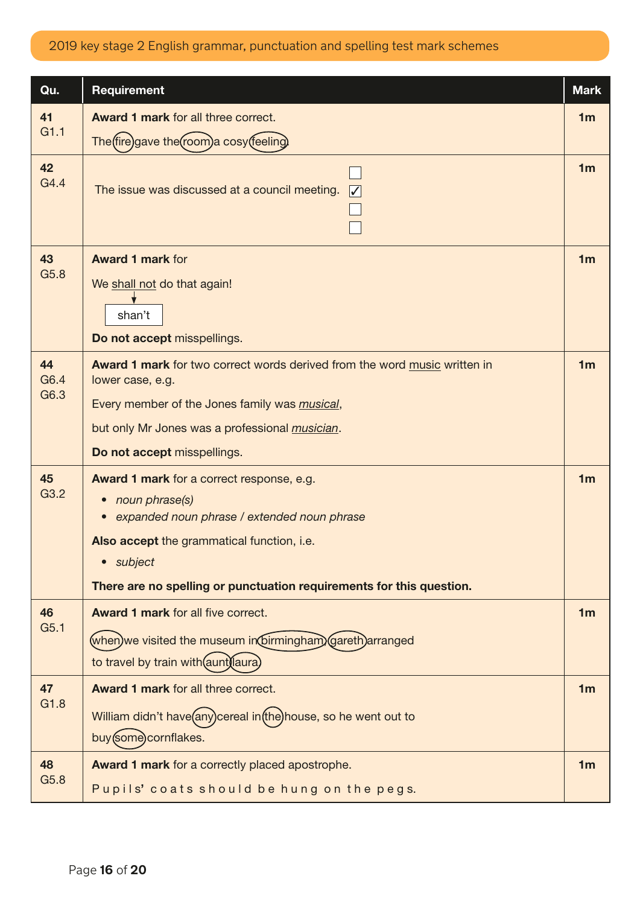| Qu. | Requirement | Mark |
|---|---|---|
| 41<br>G1.1 | **Award 1 mark** for all three correct.<br><br>The (fire) gave the (room) a cosy (feeling). | 1m |
| 42<br>G4.4 | The issue was discussed at a council meeting.<br>☐<br>☑<br>☐<br>☐ | 1m |
| 43<br>G5.8 | **Award 1 mark** for<br><br>We <u>shall not</u> do that again!<br>↓<br>shan't<br><br>**Do not accept** misspellings. | 1m |
| 44<br>G6.4<br>G6.3 | **Award 1 mark** for two correct words derived from the word <u>music</u> written in lower case, e.g.<br><br>Every member of the Jones family was <u>*musical*</u>,<br><br>but only Mr Jones was a professional <u>*musician*</u>.<br><br>**Do not accept** misspellings. | 1m |
| 45<br>G3.2 | **Award 1 mark** for a correct response, e.g.<br>• *noun phrase(s)*<br>• *expanded noun phrase / extended noun phrase*<br><br>**Also accept** the grammatical function, i.e.<br>• *subject*<br><br>**There are no spelling or punctuation requirements for this question.** | 1m |
| 46<br>G5.1 | **Award 1 mark** for all five correct.<br><br>(when) we visited the museum in (birmingham) (gareth) arranged to travel by train with (aunt) (laura) | 1m |
| 47<br>G1.8 | **Award 1 mark** for all three correct.<br><br>William didn't have (any) cereal in (the) house, so he went out to buy (some) cornflakes. | 1m |
| 48<br>G5.8 | **Award 1 mark** for a correctly placed apostrophe.<br><br>P u p i l s' c o a t s s h o u l d b e h u n g o n t h e p e g s. | 1m |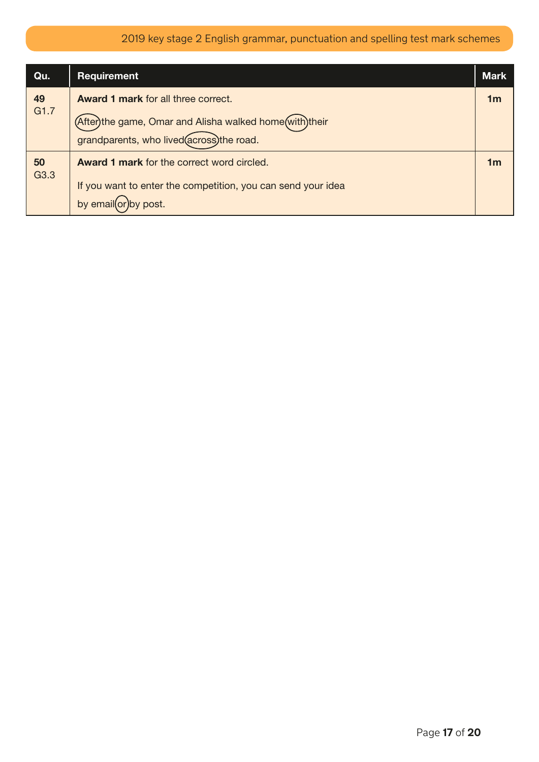| Qu. | Requirement | Mark |
|---|---|---|
| **49** G1.7 | **Award 1 mark** for all three correct. (After) the game, Omar and Alisha walked home (with) their grandparents, who lived (across) the road. | **1m** |
| **50** G3.3 | **Award 1 mark** for the correct word circled. If you want to enter the competition, you can send your idea by email (or) by post. | **1m** |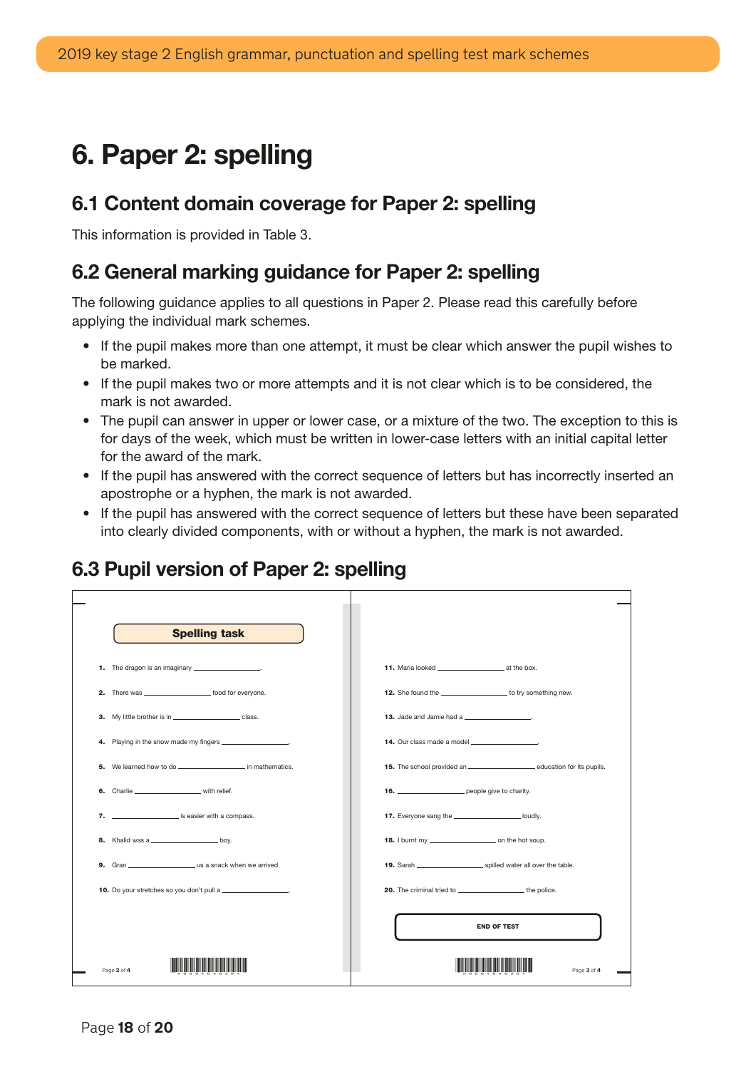# 6. Paper 2: spelling

## 6.1 Content domain coverage for Paper 2: spelling

This information is provided in Table 3.

## 6.2 General marking guidance for Paper 2: spelling

The following guidance applies to all questions in Paper 2. Please read this carefully before applying the individual mark schemes.

- If the pupil makes more than one attempt, it must be clear which answer the pupil wishes to be marked.
- If the pupil makes two or more attempts and it is not clear which is to be considered, the mark is not awarded.
- The pupil can answer in upper or lower case, or a mixture of the two. The exception to this is for days of the week, which must be written in lower-case letters with an initial capital letter for the award of the mark.
- If the pupil has answered with the correct sequence of letters but has incorrectly inserted an apostrophe or a hyphen, the mark is not awarded.
- If the pupil has answered with the correct sequence of letters but these have been separated into clearly divided components, with or without a hyphen, the mark is not awarded.

## 6.3 Pupil version of Paper 2: spelling

**Spelling task**

1. The dragon is an imaginary \_\_\_\_\_\_\_\_\_\_\_\_.
2. There was \_\_\_\_\_\_\_\_\_\_\_\_ food for everyone.
3. My little brother is in \_\_\_\_\_\_\_\_\_\_\_\_ class.
4. Playing in the snow made my fingers \_\_\_\_\_\_\_\_\_\_\_\_.
5. We learned how to do \_\_\_\_\_\_\_\_\_\_\_\_ in mathematics.
6. Charlie \_\_\_\_\_\_\_\_\_\_\_\_ with relief.
7. \_\_\_\_\_\_\_\_\_\_\_\_ is easier with a compass.
8. Khalid was a \_\_\_\_\_\_\_\_\_\_\_\_ boy.
9. Gran \_\_\_\_\_\_\_\_\_\_\_\_ us a snack when we arrived.
10. Do your stretches so you don't pull a \_\_\_\_\_\_\_\_\_\_\_\_.
11. Maria looked \_\_\_\_\_\_\_\_\_\_\_\_ at the box.
12. She found the \_\_\_\_\_\_\_\_\_\_\_\_ to try something new.
13. Jade and Jamie had a \_\_\_\_\_\_\_\_\_\_\_\_.
14. Our class made a model \_\_\_\_\_\_\_\_\_\_\_\_.
15. The school provided an \_\_\_\_\_\_\_\_\_\_\_\_ education for its pupils.
16. \_\_\_\_\_\_\_\_\_\_\_\_ people give to charity.
17. Everyone sang the \_\_\_\_\_\_\_\_\_\_\_\_ loudly.
18. I burnt my \_\_\_\_\_\_\_\_\_\_\_\_ on the hot soup.
19. Sarah \_\_\_\_\_\_\_\_\_\_\_\_ spilled water all over the table.
20. The criminal tried to \_\_\_\_\_\_\_\_\_\_\_\_ the police.

**END OF TEST**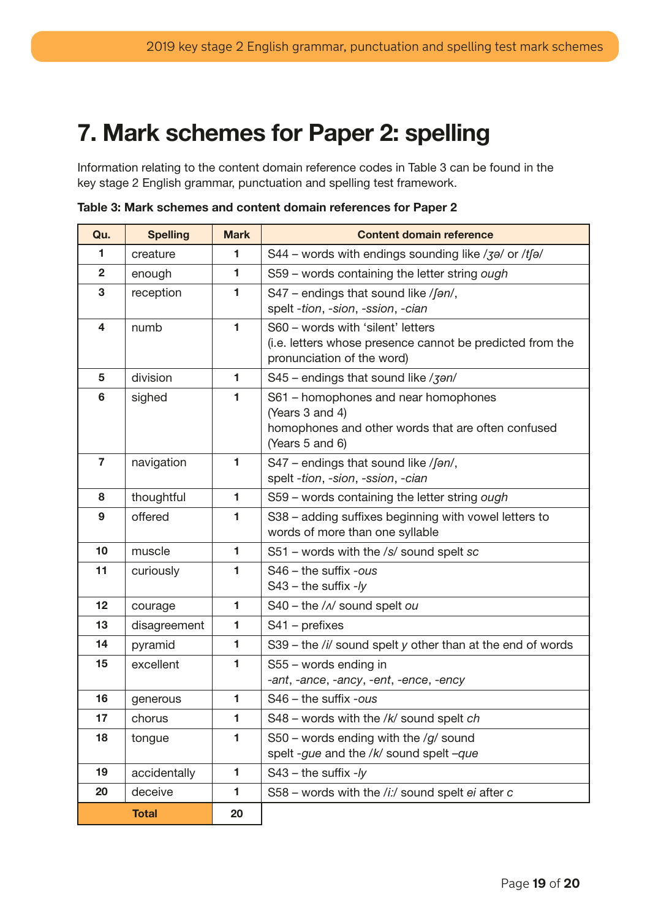# 7. Mark schemes for Paper 2: spelling

Information relating to the content domain reference codes in Table 3 can be found in the key stage 2 English grammar, punctuation and spelling test framework.

**Table 3: Mark schemes and content domain references for Paper 2**

| Qu. | Spelling | Mark | Content domain reference |
|---|---|---|---|
| **1** | creature | **1** | S44 – words with endings sounding like /ʒə/ or /tʃə/ |
| **2** | enough | **1** | S59 – words containing the letter string *ough* |
| **3** | reception | **1** | S47 – endings that sound like /ʃən/, spelt *-tion*, *-sion*, *-ssion*, *-cian* |
| **4** | numb | **1** | S60 – words with 'silent' letters (i.e. letters whose presence cannot be predicted from the pronunciation of the word) |
| **5** | division | **1** | S45 – endings that sound like /ʒən/ |
| **6** | sighed | **1** | S61 – homophones and near homophones (Years 3 and 4) homophones and other words that are often confused (Years 5 and 6) |
| **7** | navigation | **1** | S47 – endings that sound like /ʃən/, spelt *-tion*, *-sion*, *-ssion*, *-cian* |
| **8** | thoughtful | **1** | S59 – words containing the letter string *ough* |
| **9** | offered | **1** | S38 – adding suffixes beginning with vowel letters to words of more than one syllable |
| **10** | muscle | **1** | S51 – words with the /s/ sound spelt *sc* |
| **11** | curiously | **1** | S46 – the suffix *-ous*<br>S43 – the suffix *-ly* |
| **12** | courage | **1** | S40 – the /ʌ/ sound spelt *ou* |
| **13** | disagreement | **1** | S41 – prefixes |
| **14** | pyramid | **1** | S39 – the /i/ sound spelt *y* other than at the end of words |
| **15** | excellent | **1** | S55 – words ending in *-ant*, *-ance*, *-ancy*, *-ent*, *-ence*, *-ency* |
| **16** | generous | **1** | S46 – the suffix *-ous* |
| **17** | chorus | **1** | S48 – words with the /k/ sound spelt *ch* |
| **18** | tongue | **1** | S50 – words ending with the /g/ sound spelt *-gue* and the /k/ sound spelt *–que* |
| **19** | accidentally | **1** | S43 – the suffix *-ly* |
| **20** | deceive | **1** | S58 – words with the /i:/ sound spelt *ei* after *c* |
| **Total** | | **20** | |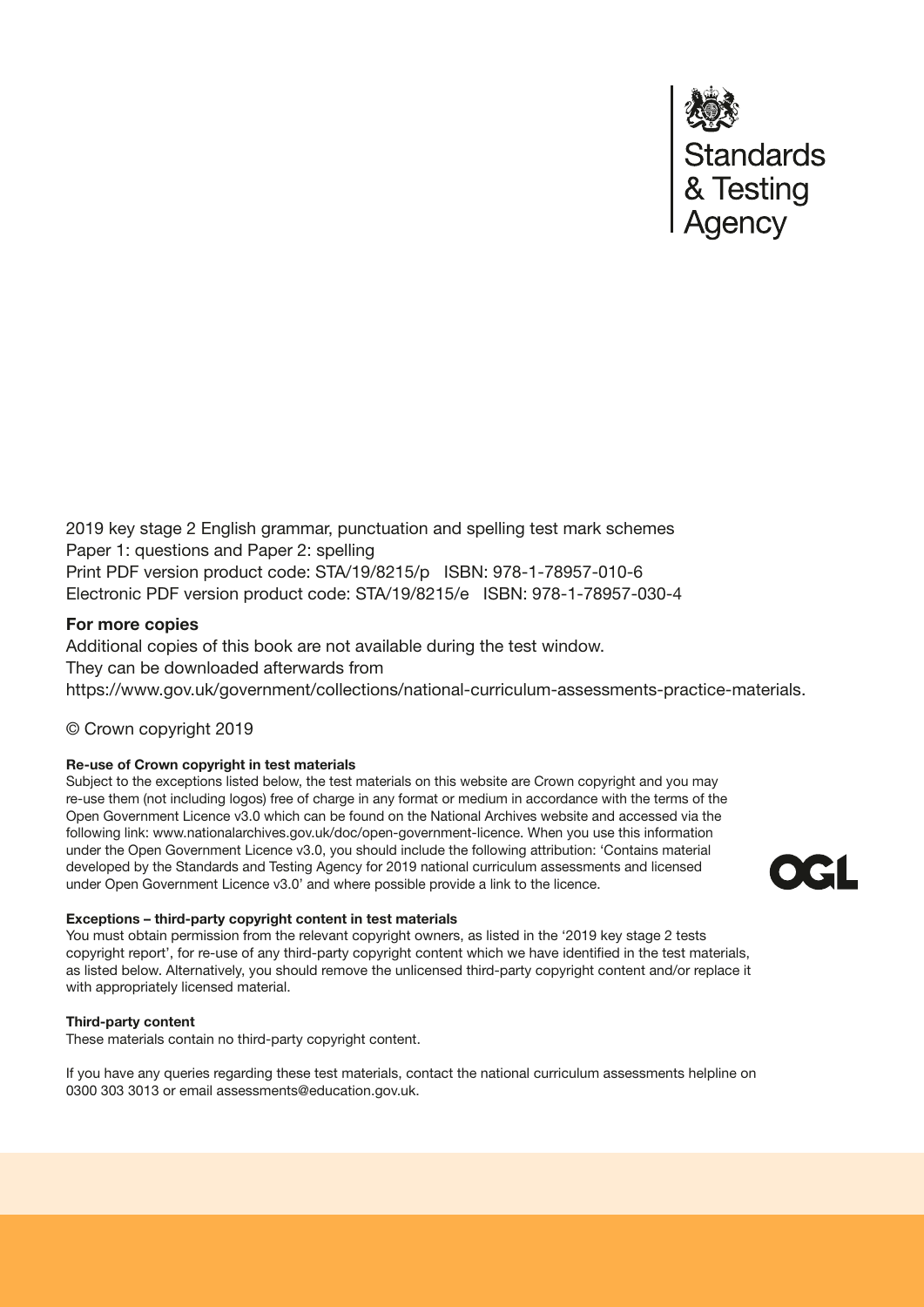Standards & Testing Agency

2019 key stage 2 English grammar, punctuation and spelling test mark schemes
Paper 1: questions and Paper 2: spelling
Print PDF version product code: STA/19/8215/p ISBN: 978-1-78957-010-6
Electronic PDF version product code: STA/19/8215/e ISBN: 978-1-78957-030-4

**For more copies**

Additional copies of this book are not available during the test window.
They can be downloaded afterwards from
https://www.gov.uk/government/collections/national-curriculum-assessments-practice-materials.

© Crown copyright 2019

**Re-use of Crown copyright in test materials**

Subject to the exceptions listed below, the test materials on this website are Crown copyright and you may re-use them (not including logos) free of charge in any format or medium in accordance with the terms of the Open Government Licence v3.0 which can be found on the National Archives website and accessed via the following link: www.nationalarchives.gov.uk/doc/open-government-licence. When you use this information under the Open Government Licence v3.0, you should include the following attribution: 'Contains material developed by the Standards and Testing Agency for 2019 national curriculum assessments and licensed under Open Government Licence v3.0' and where possible provide a link to the licence.

OGL

**Exceptions – third-party copyright content in test materials**

You must obtain permission from the relevant copyright owners, as listed in the '2019 key stage 2 tests copyright report', for re-use of any third-party copyright content which we have identified in the test materials, as listed below. Alternatively, you should remove the unlicensed third-party copyright content and/or replace it with appropriately licensed material.

**Third-party content**

These materials contain no third-party copyright content.

If you have any queries regarding these test materials, contact the national curriculum assessments helpline on 0300 303 3013 or email assessments@education.gov.uk.